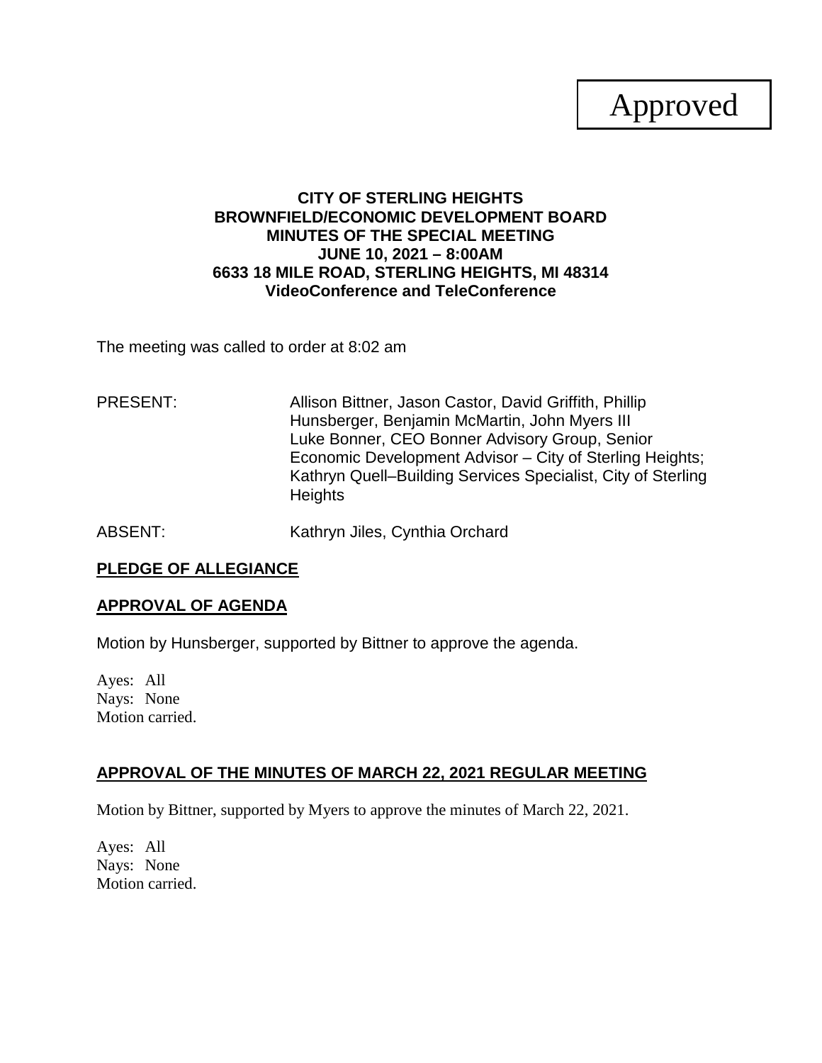Approved

**CITY OF STERLING HEIGHTS**
**BROWNFIELD/ECONOMIC DEVELOPMENT BOARD**
**MINUTES OF THE SPECIAL MEETING**
**JUNE 10, 2021 – 8:00AM**
**6633 18 MILE ROAD, STERLING HEIGHTS, MI 48314**
**VideoConference and TeleConference**

The meeting was called to order at 8:02 am

PRESENT: Allison Bittner, Jason Castor, David Griffith, Phillip Hunsberger, Benjamin McMartin, John Myers III
Luke Bonner, CEO Bonner Advisory Group, Senior Economic Development Advisor – City of Sterling Heights; Kathryn Quell–Building Services Specialist, City of Sterling Heights

ABSENT: Kathryn Jiles, Cynthia Orchard

## PLEDGE OF ALLEGIANCE

## APPROVAL OF AGENDA

Motion by Hunsberger, supported by Bittner to approve the agenda.

Ayes: All
Nays: None
Motion carried.

## APPROVAL OF THE MINUTES OF MARCH 22, 2021 REGULAR MEETING

Motion by Bittner, supported by Myers to approve the minutes of March 22, 2021.

Ayes: All
Nays: None
Motion carried.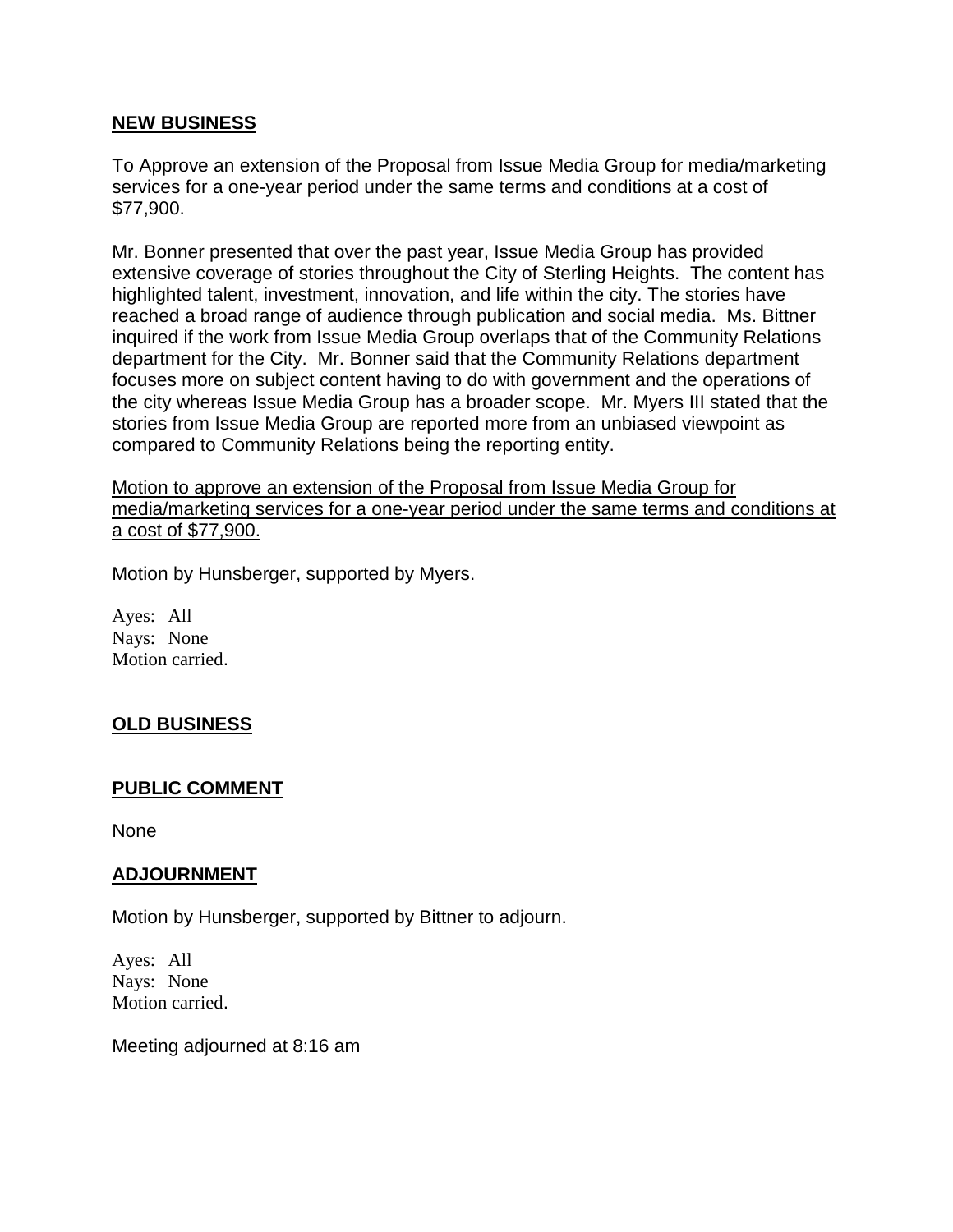## NEW BUSINESS

To Approve an extension of the Proposal from Issue Media Group for media/marketing services for a one-year period under the same terms and conditions at a cost of $77,900.

Mr. Bonner presented that over the past year, Issue Media Group has provided extensive coverage of stories throughout the City of Sterling Heights. The content has highlighted talent, investment, innovation, and life within the city. The stories have reached a broad range of audience through publication and social media. Ms. Bittner inquired if the work from Issue Media Group overlaps that of the Community Relations department for the City. Mr. Bonner said that the Community Relations department focuses more on subject content having to do with government and the operations of the city whereas Issue Media Group has a broader scope. Mr. Myers III stated that the stories from Issue Media Group are reported more from an unbiased viewpoint as compared to Community Relations being the reporting entity.

<u>Motion to approve an extension of the Proposal from Issue Media Group for media/marketing services for a one-year period under the same terms and conditions at a cost of $77,900.</u>

Motion by Hunsberger, supported by Myers.

Ayes: All
Nays: None
Motion carried.

## OLD BUSINESS

## PUBLIC COMMENT

None

## ADJOURNMENT

Motion by Hunsberger, supported by Bittner to adjourn.

Ayes: All
Nays: None
Motion carried.

Meeting adjourned at 8:16 am